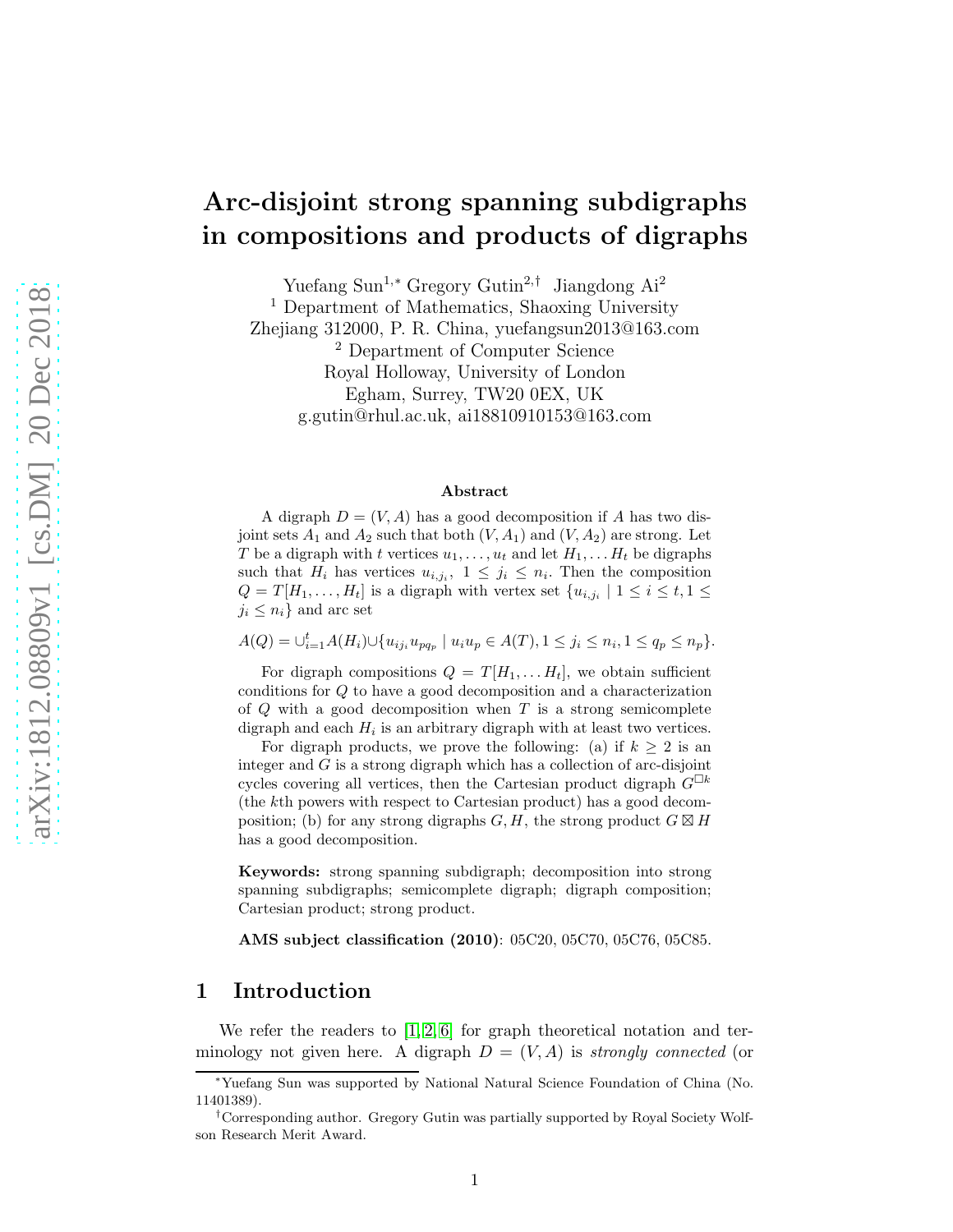# Arc-disjoint strong spanning subdigraphs in compositions and products of digraphs

Yuefang Sun[1,*] Gregory Gutin[2,†] Jiangdong Ai[2]

[1] Department of Mathematics, Shaoxing University
Zhejiang 312000, P. R. China, yuefangsun2013@163.com

[2] Department of Computer Science
Royal Holloway, University of London
Egham, Surrey, TW20 0EX, UK
g.gutin@rhul.ac.uk, ai18810910153@163.com

### Abstract

A digraph $D = (V, A)$ has a good decomposition if $A$ has two disjoint sets $A_1$ and $A_2$ such that both $(V, A_1)$ and $(V, A_2)$ are strong. Let $T$ be a digraph with $t$ vertices $u_1, \dots, u_t$ and let $H_1, \dots H_t$ be digraphs such that $H_i$ has vertices $u_{i,j_i}$, $1 \le j_i \le n_i$. Then the composition $Q = T[H_1, \dots, H_t]$ is a digraph with vertex set $\{u_{i,j_i} \mid 1 \le i \le t, 1 \le j_i \le n_i\}$ and arc set

$$A(Q) = \cup_{i=1}^{t} A(H_i) \cup \{u_{ij_i}u_{pq_p} \mid u_iu_p \in A(T), 1 \le j_i \le n_i, 1 \le q_p \le n_p\}.$$

For digraph compositions $Q = T[H_1, \dots H_t]$, we obtain sufficient conditions for $Q$ to have a good decomposition and a characterization of $Q$ with a good decomposition when $T$ is a strong semicomplete digraph and each $H_i$ is an arbitrary digraph with at least two vertices.

For digraph products, we prove the following: (a) if $k \ge 2$ is an integer and $G$ is a strong digraph which has a collection of arc-disjoint cycles covering all vertices, then the Cartesian product digraph $G^{\Box k}$ (the $k$th powers with respect to Cartesian product) has a good decomposition; (b) for any strong digraphs $G, H$, the strong product $G \boxtimes H$ has a good decomposition.

**Keywords:** strong spanning subdigraph; decomposition into strong spanning subdigraphs; semicomplete digraph; digraph composition; Cartesian product; strong product.

**AMS subject classification (2010)**: 05C20, 05C70, 05C76, 05C85.

## 1 Introduction

We refer the readers to [1, 2, 6] for graph theoretical notation and terminology not given here. A digraph $D = (V, A)$ is *strongly connected* (or

---

*Yuefang Sun was supported by National Natural Science Foundation of China (No. 11401389).

†Corresponding author. Gregory Gutin was partially supported by Royal Society Wolfson Research Merit Award.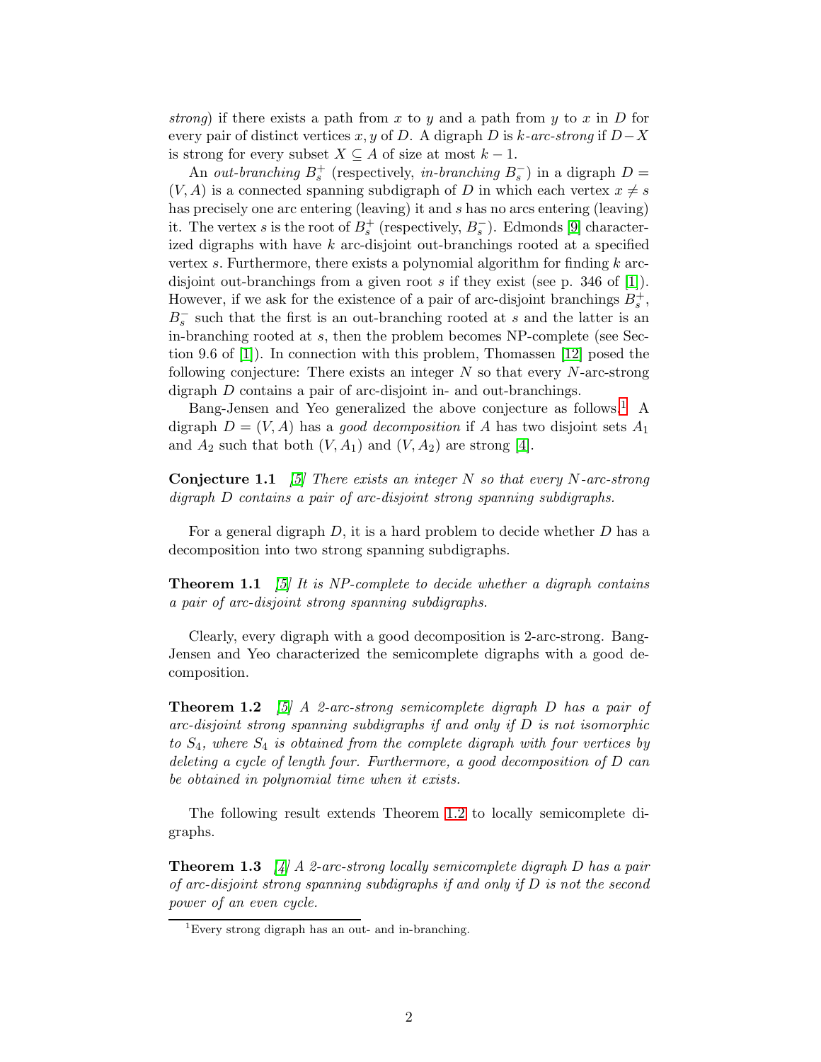*strong*) if there exists a path from $x$ to $y$ and a path from $y$ to $x$ in $D$ for every pair of distinct vertices $x, y$ of $D$. A digraph $D$ is *$k$-arc-strong* if $D - X$ is strong for every subset $X \subseteq A$ of size at most $k-1$.

An *out-branching* $B_s^+$ (respectively, *in-branching* $B_s^-$) in a digraph $D = (V, A)$ is a connected spanning subdigraph of $D$ in which each vertex $x \neq s$ has precisely one arc entering (leaving) it and $s$ has no arcs entering (leaving) it. The vertex $s$ is the root of $B_s^+$ (respectively, $B_s^-$). Edmonds [9] characterized digraphs with have $k$ arc-disjoint out-branchings rooted at a specified vertex $s$. Furthermore, there exists a polynomial algorithm for finding $k$ arc-disjoint out-branchings from a given root $s$ if they exist (see p. 346 of [1]). However, if we ask for the existence of a pair of arc-disjoint branchings $B_s^+$, $B_s^-$ such that the first is an out-branching rooted at $s$ and the latter is an in-branching rooted at $s$, then the problem becomes NP-complete (see Section 9.6 of [1]). In connection with this problem, Thomassen [12] posed the following conjecture: There exists an integer $N$ so that every $N$-arc-strong digraph $D$ contains a pair of arc-disjoint in- and out-branchings.

Bang-Jensen and Yeo generalized the above conjecture as follows.[1] A digraph $D = (V, A)$ has a *good decomposition* if $A$ has two disjoint sets $A_1$ and $A_2$ such that both $(V, A_1)$ and $(V, A_2)$ are strong [4].

**Conjecture 1.1** *[5] There exists an integer $N$ so that every $N$-arc-strong digraph $D$ contains a pair of arc-disjoint strong spanning subdigraphs.*

For a general digraph $D$, it is a hard problem to decide whether $D$ has a decomposition into two strong spanning subdigraphs.

**Theorem 1.1** *[5] It is NP-complete to decide whether a digraph contains a pair of arc-disjoint strong spanning subdigraphs.*

Clearly, every digraph with a good decomposition is 2-arc-strong. Bang-Jensen and Yeo characterized the semicomplete digraphs with a good decomposition.

**Theorem 1.2** *[5] A 2-arc-strong semicomplete digraph $D$ has a pair of arc-disjoint strong spanning subdigraphs if and only if $D$ is not isomorphic to $S_4$, where $S_4$ is obtained from the complete digraph with four vertices by deleting a cycle of length four. Furthermore, a good decomposition of $D$ can be obtained in polynomial time when it exists.*

The following result extends Theorem 1.2 to locally semicomplete digraphs.

**Theorem 1.3** *[4] A 2-arc-strong locally semicomplete digraph $D$ has a pair of arc-disjoint strong spanning subdigraphs if and only if $D$ is not the second power of an even cycle.*

[1] Every strong digraph has an out- and in-branching.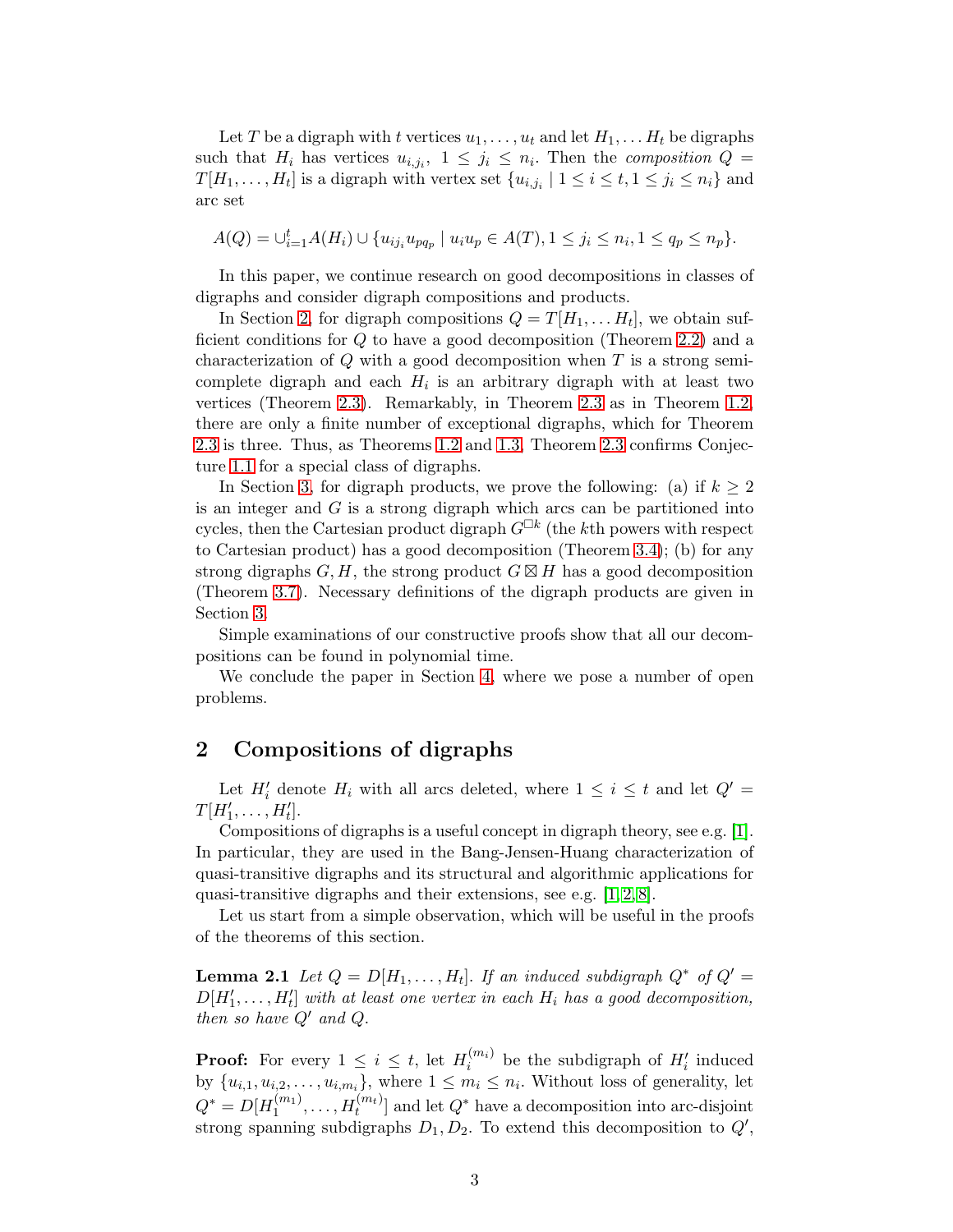Let $T$ be a digraph with $t$ vertices $u_1, \dots, u_t$ and let $H_1, \dots H_t$ be digraphs such that $H_i$ has vertices $u_{i,j_i}$, $1 \le j_i \le n_i$. Then the *composition* $Q = T[H_1, \dots, H_t]$ is a digraph with vertex set $\{u_{i,j_i} \mid 1 \le i \le t, 1 \le j_i \le n_i\}$ and arc set

$$A(Q) = \cup_{i=1}^t A(H_i) \cup \{u_{ij_i} u_{pq_p} \mid u_i u_p \in A(T), 1 \le j_i \le n_i, 1 \le q_p \le n_p\}.$$

In this paper, we continue research on good decompositions in classes of digraphs and consider digraph compositions and products.

In Section 2, for digraph compositions $Q = T[H_1, \dots H_t]$, we obtain sufficient conditions for $Q$ to have a good decomposition (Theorem 2.2) and a characterization of $Q$ with a good decomposition when $T$ is a strong semicomplete digraph and each $H_i$ is an arbitrary digraph with at least two vertices (Theorem 2.3). Remarkably, in Theorem 2.3 as in Theorem 1.2, there are only a finite number of exceptional digraphs, which for Theorem 2.3 is three. Thus, as Theorems 1.2 and 1.3, Theorem 2.3 confirms Conjecture 1.1 for a special class of digraphs.

In Section 3, for digraph products, we prove the following: (a) if $k \ge 2$ is an integer and $G$ is a strong digraph which arcs can be partitioned into cycles, then the Cartesian product digraph $G^{\square k}$ (the $k$th powers with respect to Cartesian product) has a good decomposition (Theorem 3.4); (b) for any strong digraphs $G, H$, the strong product $G \boxtimes H$ has a good decomposition (Theorem 3.7). Necessary definitions of the digraph products are given in Section 3.

Simple examinations of our constructive proofs show that all our decompositions can be found in polynomial time.

We conclude the paper in Section 4, where we pose a number of open problems.

## 2 Compositions of digraphs

Let $H'_i$ denote $H_i$ with all arcs deleted, where $1 \le i \le t$ and let $Q' = T[H'_1, \dots, H'_t]$.

Compositions of digraphs is a useful concept in digraph theory, see e.g. [1]. In particular, they are used in the Bang-Jensen-Huang characterization of quasi-transitive digraphs and its structural and algorithmic applications for quasi-transitive digraphs and their extensions, see e.g. [1, 2, 8].

Let us start from a simple observation, which will be useful in the proofs of the theorems of this section.

**Lemma 2.1** *Let $Q = D[H_1, \dots, H_t]$. If an induced subdigraph $Q^*$ of $Q' = D[H'_1, \dots, H'_t]$ with at least one vertex in each $H_i$ has a good decomposition, then so have $Q'$ and $Q$.*

**Proof:** For every $1 \le i \le t$, let $H_i^{(m_i)}$ be the subdigraph of $H'_i$ induced by $\{u_{i,1}, u_{i,2}, \dots, u_{i,m_i}\}$, where $1 \le m_i \le n_i$. Without loss of generality, let $Q^* = D[H_1^{(m_1)}, \dots, H_t^{(m_t)}]$ and let $Q^*$ have a decomposition into arc-disjoint strong spanning subdigraphs $D_1, D_2$. To extend this decomposition to $Q'$,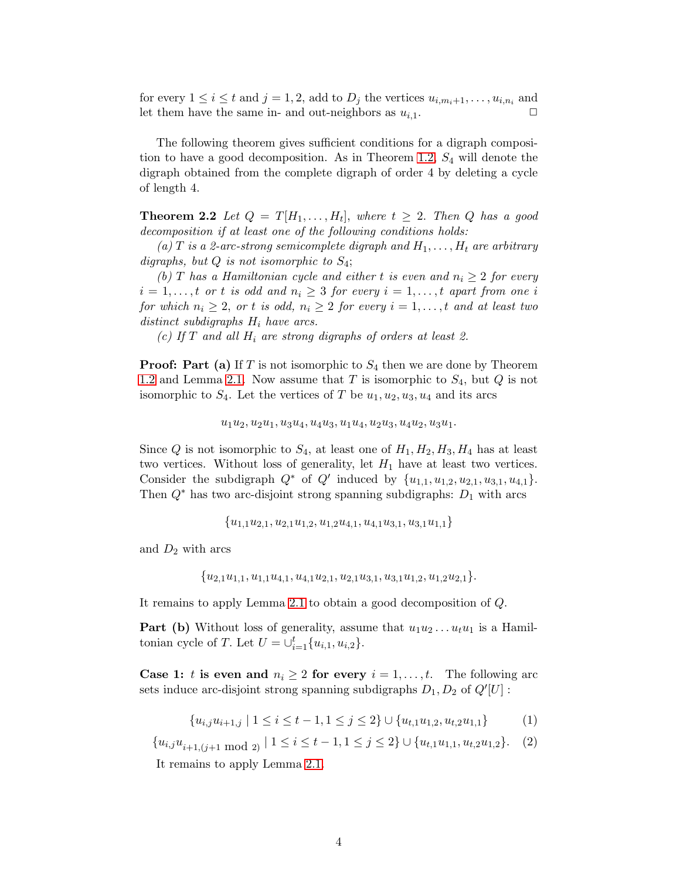for every $1 \le i \le t$ and $j = 1, 2$, add to $D_j$ the vertices $u_{i,m_i+1}, \ldots, u_{i,n_i}$ and let them have the same in- and out-neighbors as $u_{i,1}$. □

The following theorem gives sufficient conditions for a digraph composition to have a good decomposition. As in Theorem 1.2, $S_4$ will denote the digraph obtained from the complete digraph of order 4 by deleting a cycle of length 4.

**Theorem 2.2** *Let $Q = T[H_1, \ldots, H_t]$, where $t \ge 2$. Then $Q$ has a good decomposition if at least one of the following conditions holds:*

*(a) $T$ is a 2-arc-strong semicomplete digraph and $H_1, \ldots, H_t$ are arbitrary digraphs, but $Q$ is not isomorphic to $S_4$;*

*(b) $T$ has a Hamiltonian cycle and either $t$ is even and $n_i \ge 2$ for every $i = 1, \ldots, t$ or $t$ is odd and $n_i \ge 3$ for every $i = 1, \ldots, t$ apart from one $i$ for which $n_i \ge 2$, or $t$ is odd, $n_i \ge 2$ for every $i = 1, \ldots, t$ and at least two distinct subdigraphs $H_i$ have arcs.*

*(c) If $T$ and all $H_i$ are strong digraphs of orders at least 2.*

**Proof: Part (a)** If $T$ is not isomorphic to $S_4$ then we are done by Theorem 1.2 and Lemma 2.1. Now assume that $T$ is isomorphic to $S_4$, but $Q$ is not isomorphic to $S_4$. Let the vertices of $T$ be $u_1, u_2, u_3, u_4$ and its arcs

$$u_1u_2, u_2u_1, u_3u_4, u_4u_3, u_1u_4, u_2u_3, u_4u_2, u_3u_1.$$

Since $Q$ is not isomorphic to $S_4$, at least one of $H_1, H_2, H_3, H_4$ has at least two vertices. Without loss of generality, let $H_1$ have at least two vertices. Consider the subdigraph $Q^*$ of $Q'$ induced by $\{u_{1,1}, u_{1,2}, u_{2,1}, u_{3,1}, u_{4,1}\}$. Then $Q^*$ has two arc-disjoint strong spanning subdigraphs: $D_1$ with arcs

$$\{u_{1,1}u_{2,1}, u_{2,1}u_{1,2}, u_{1,2}u_{4,1}, u_{4,1}u_{3,1}, u_{3,1}u_{1,1}\}$$

and $D_2$ with arcs

$$\{u_{2,1}u_{1,1}, u_{1,1}u_{4,1}, u_{4,1}u_{2,1}, u_{2,1}u_{3,1}, u_{3,1}u_{1,2}, u_{1,2}u_{2,1}\}.$$

It remains to apply Lemma 2.1 to obtain a good decomposition of $Q$.

**Part (b)** Without loss of generality, assume that $u_1u_2 \ldots u_tu_1$ is a Hamiltonian cycle of $T$. Let $U = \cup_{i=1}^{t}\{u_{i,1}, u_{i,2}\}$.

**Case 1: $t$ is even and $n_i \ge 2$ for every $i = 1, \ldots, t$.** The following arc sets induce arc-disjoint strong spanning subdigraphs $D_1, D_2$ of $Q'[U]$ :

$$\{u_{i,j}u_{i+1,j} \mid 1 \le i \le t-1, 1 \le j \le 2\} \cup \{u_{t,1}u_{1,2}, u_{t,2}u_{1,1}\} \tag{1}$$

$$\{u_{i,j}u_{i+1,(j+1 \bmod 2)} \mid 1 \le i \le t-1, 1 \le j \le 2\} \cup \{u_{t,1}u_{1,1}, u_{t,2}u_{1,2}\}. \tag{2}$$

It remains to apply Lemma 2.1.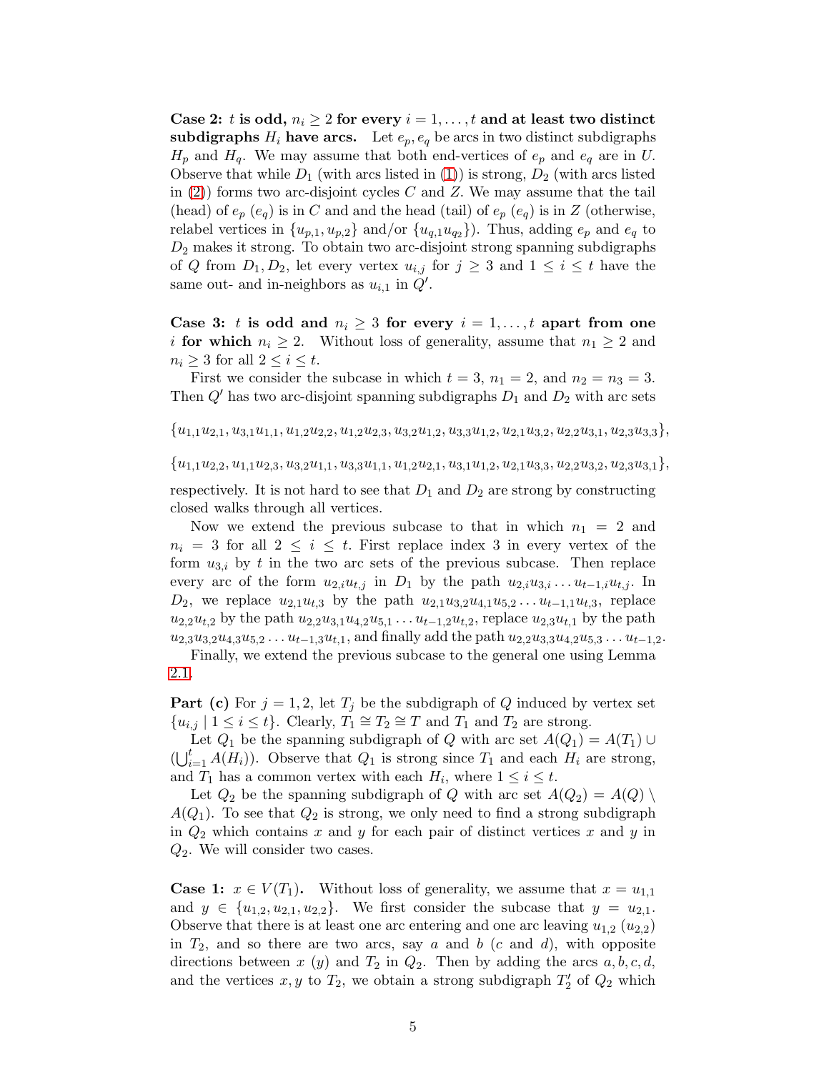**Case 2: $t$ is odd, $n_i \geq 2$ for every $i = 1, \ldots, t$ and at least two distinct subdigraphs $H_i$ have arcs.** Let $e_p, e_q$ be arcs in two distinct subdigraphs $H_p$ and $H_q$. We may assume that both end-vertices of $e_p$ and $e_q$ are in $U$. Observe that while $D_1$ (with arcs listed in (1)) is strong, $D_2$ (with arcs listed in (2)) forms two arc-disjoint cycles $C$ and $Z$. We may assume that the tail (head) of $e_p$ ($e_q$) is in $C$ and and the head (tail) of $e_p$ ($e_q$) is in $Z$ (otherwise, relabel vertices in $\{u_{p,1}, u_{p,2}\}$ and/or $\{u_{q,1} u_{q2}\}$). Thus, adding $e_p$ and $e_q$ to $D_2$ makes it strong. To obtain two arc-disjoint strong spanning subdigraphs of $Q$ from $D_1, D_2$, let every vertex $u_{i,j}$ for $j \geq 3$ and $1 \leq i \leq t$ have the same out- and in-neighbors as $u_{i,1}$ in $Q'$.

**Case 3: $t$ is odd and $n_i \geq 3$ for every $i = 1, \ldots, t$ apart from one $i$ for which $n_i \geq 2$.** Without loss of generality, assume that $n_1 \geq 2$ and $n_i \geq 3$ for all $2 \leq i \leq t$.

First we consider the subcase in which $t = 3$, $n_1 = 2$, and $n_2 = n_3 = 3$. Then $Q'$ has two arc-disjoint spanning subdigraphs $D_1$ and $D_2$ with arc sets

$$\{u_{1,1}u_{2,1}, u_{3,1}u_{1,1}, u_{1,2}u_{2,2}, u_{1,2}u_{2,3}, u_{3,2}u_{1,2}, u_{3,3}u_{1,2}, u_{2,1}u_{3,2}, u_{2,2}u_{3,1}, u_{2,3}u_{3,3}\},$$

$$\{u_{1,1}u_{2,2}, u_{1,1}u_{2,3}, u_{3,2}u_{1,1}, u_{3,3}u_{1,1}, u_{1,2}u_{2,1}, u_{3,1}u_{1,2}, u_{2,1}u_{3,3}, u_{2,2}u_{3,2}, u_{2,3}u_{3,1}\},$$

respectively. It is not hard to see that $D_1$ and $D_2$ are strong by constructing closed walks through all vertices.

Now we extend the previous subcase to that in which $n_1 = 2$ and $n_i = 3$ for all $2 \leq i \leq t$. First replace index 3 in every vertex of the form $u_{3,i}$ by $t$ in the two arc sets of the previous subcase. Then replace every arc of the form $u_{2,i}u_{t,j}$ in $D_1$ by the path $u_{2,i}u_{3,i} \ldots u_{t-1,i}u_{t,j}$. In $D_2$, we replace $u_{2,1}u_{t,3}$ by the path $u_{2,1}u_{3,2}u_{4,1}u_{5,2} \ldots u_{t-1,1}u_{t,3}$, replace $u_{2,2}u_{t,2}$ by the path $u_{2,2}u_{3,1}u_{4,2}u_{5,1} \ldots u_{t-1,2}u_{t,2}$, replace $u_{2,3}u_{t,1}$ by the path $u_{2,3}u_{3,2}u_{4,3}u_{5,2} \ldots u_{t-1,3}u_{t,1}$, and finally add the path $u_{2,2}u_{3,3}u_{4,2}u_{5,3} \ldots u_{t-1,2}$.

Finally, we extend the previous subcase to the general one using Lemma 2.1.

**Part (c)** For $j = 1, 2$, let $T_j$ be the subdigraph of $Q$ induced by vertex set $\{u_{i,j} \mid 1 \leq i \leq t\}$. Clearly, $T_1 \cong T_2 \cong T$ and $T_1$ and $T_2$ are strong.

Let $Q_1$ be the spanning subdigraph of $Q$ with arc set $A(Q_1) = A(T_1) \cup (\bigcup_{i=1}^{t} A(H_i))$. Observe that $Q_1$ is strong since $T_1$ and each $H_i$ are strong, and $T_1$ has a common vertex with each $H_i$, where $1 \leq i \leq t$.

Let $Q_2$ be the spanning subdigraph of $Q$ with arc set $A(Q_2) = A(Q) \setminus A(Q_1)$. To see that $Q_2$ is strong, we only need to find a strong subdigraph in $Q_2$ which contains $x$ and $y$ for each pair of distinct vertices $x$ and $y$ in $Q_2$. We will consider two cases.

**Case 1: $x \in V(T_1)$.** Without loss of generality, we assume that $x = u_{1,1}$ and $y \in \{u_{1,2}, u_{2,1}, u_{2,2}\}$. We first consider the subcase that $y = u_{2,1}$. Observe that there is at least one arc entering and one arc leaving $u_{1,2}$ ($u_{2,2}$) in $T_2$, and so there are two arcs, say $a$ and $b$ ($c$ and $d$), with opposite directions between $x$ ($y$) and $T_2$ in $Q_2$. Then by adding the arcs $a, b, c, d$, and the vertices $x, y$ to $T_2$, we obtain a strong subdigraph $T_2'$ of $Q_2$ which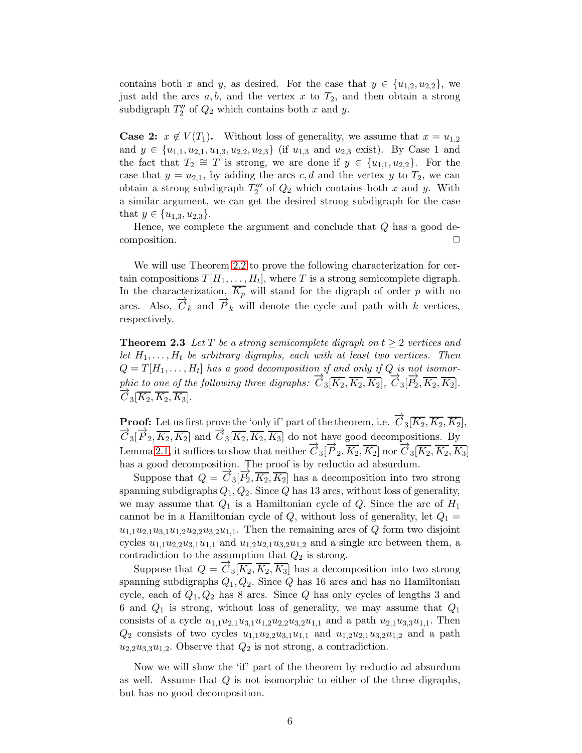contains both $x$ and $y$, as desired. For the case that $y \in \{u_{1,2}, u_{2,2}\}$, we just add the arcs $a, b$, and the vertex $x$ to $T_2$, and then obtain a strong subdigraph $T_2''$ of $Q_2$ which contains both $x$ and $y$.

**Case 2:** $x \notin V(T_1)$**.** Without loss of generality, we assume that $x = u_{1,2}$ and $y \in \{u_{1,1}, u_{2,1}, u_{1,3}, u_{2,2}, u_{2,3}\}$ (if $u_{1,3}$ and $u_{2,3}$ exist). By Case 1 and the fact that $T_2 \cong T$ is strong, we are done if $y \in \{u_{1,1}, u_{2,2}\}$. For the case that $y = u_{2,1}$, by adding the arcs $c, d$ and the vertex $y$ to $T_2$, we can obtain a strong subdigraph $T_2'''$ of $Q_2$ which contains both $x$ and $y$. With a similar argument, we can get the desired strong subdigraph for the case that $y \in \{u_{1,3}, u_{2,3}\}$.

Hence, we complete the argument and conclude that $Q$ has a good decomposition. $\square$

We will use Theorem 2.2 to prove the following characterization for certain compositions $T[H_1, \ldots, H_t]$, where $T$ is a strong semicomplete digraph. In the characterization, $\overline{K_p}$ will stand for the digraph of order $p$ with no arcs. Also, $\overrightarrow{C}_k$ and $\overrightarrow{P}_k$ will denote the cycle and path with $k$ vertices, respectively.

**Theorem 2.3** *Let $T$ be a strong semicomplete digraph on $t \geq 2$ vertices and let $H_1, \ldots, H_t$ be arbitrary digraphs, each with at least two vertices. Then $Q = T[H_1, \ldots, H_t]$ has a good decomposition if and only if $Q$ is not isomorphic to one of the following three digraphs: $\overrightarrow{C}_3[\overline{K_2}, \overline{K_2}, \overline{K_2}]$, $\overrightarrow{C}_3[\overrightarrow{P}_2, \overline{K_2}, \overline{K_2}]$. $\overrightarrow{C}_3[\overline{K_2}, \overline{K_2}, \overline{K_3}]$.*

**Proof:** Let us first prove the 'only if' part of the theorem, i.e. $\overrightarrow{C}_3[\overline{K_2}, \overline{K_2}, \overline{K_2}]$, $\overrightarrow{C}_3[\overrightarrow{P}_2, \overline{K_2}, \overline{K_2}]$ and $\overrightarrow{C}_3[\overline{K_2}, \overline{K_2}, \overline{K_3}]$ do not have good decompositions. By Lemma 2.1, it suffices to show that neither $\overrightarrow{C}_3[\overrightarrow{P}_2, \overline{K_2}, \overline{K_2}]$ nor $\overrightarrow{C}_3[\overline{K_2}, \overline{K_2}, \overline{K_3}]$ has a good decomposition. The proof is by reductio ad absurdum.

Suppose that $Q = \overrightarrow{C}_3[\overrightarrow{P}_2, \overline{K_2}, \overline{K_2}]$ has a decomposition into two strong spanning subdigraphs $Q_1, Q_2$. Since $Q$ has 13 arcs, without loss of generality, we may assume that $Q_1$ is a Hamiltonian cycle of $Q$. Since the arc of $H_1$ cannot be in a Hamiltonian cycle of $Q$, without loss of generality, let $Q_1 = u_{1,1}u_{2,1}u_{3,1}u_{1,2}u_{2,2}u_{3,2}u_{1,1}$. Then the remaining arcs of $Q$ form two disjoint cycles $u_{1,1}u_{2,2}u_{3,1}u_{1,1}$ and $u_{1,2}u_{2,1}u_{3,2}u_{1,2}$ and a single arc between them, a contradiction to the assumption that $Q_2$ is strong.

Suppose that $Q = \overrightarrow{C}_3[\overline{K_2}, \overline{K_2}, \overline{K_3}]$ has a decomposition into two strong spanning subdigraphs $Q_1, Q_2$. Since $Q$ has 16 arcs and has no Hamiltonian cycle, each of $Q_1, Q_2$ has 8 arcs. Since $Q$ has only cycles of lengths 3 and 6 and $Q_1$ is strong, without loss of generality, we may assume that $Q_1$ consists of a cycle $u_{1,1}u_{2,1}u_{3,1}u_{1,2}u_{2,2}u_{3,2}u_{1,1}$ and a path $u_{2,1}u_{3,3}u_{1,1}$. Then $Q_2$ consists of two cycles $u_{1,1}u_{2,2}u_{3,1}u_{1,1}$ and $u_{1,2}u_{2,1}u_{3,2}u_{1,2}$ and a path $u_{2,2}u_{3,3}u_{1,2}$. Observe that $Q_2$ is not strong, a contradiction.

Now we will show the 'if' part of the theorem by reductio ad absurdum as well. Assume that $Q$ is not isomorphic to either of the three digraphs, but has no good decomposition.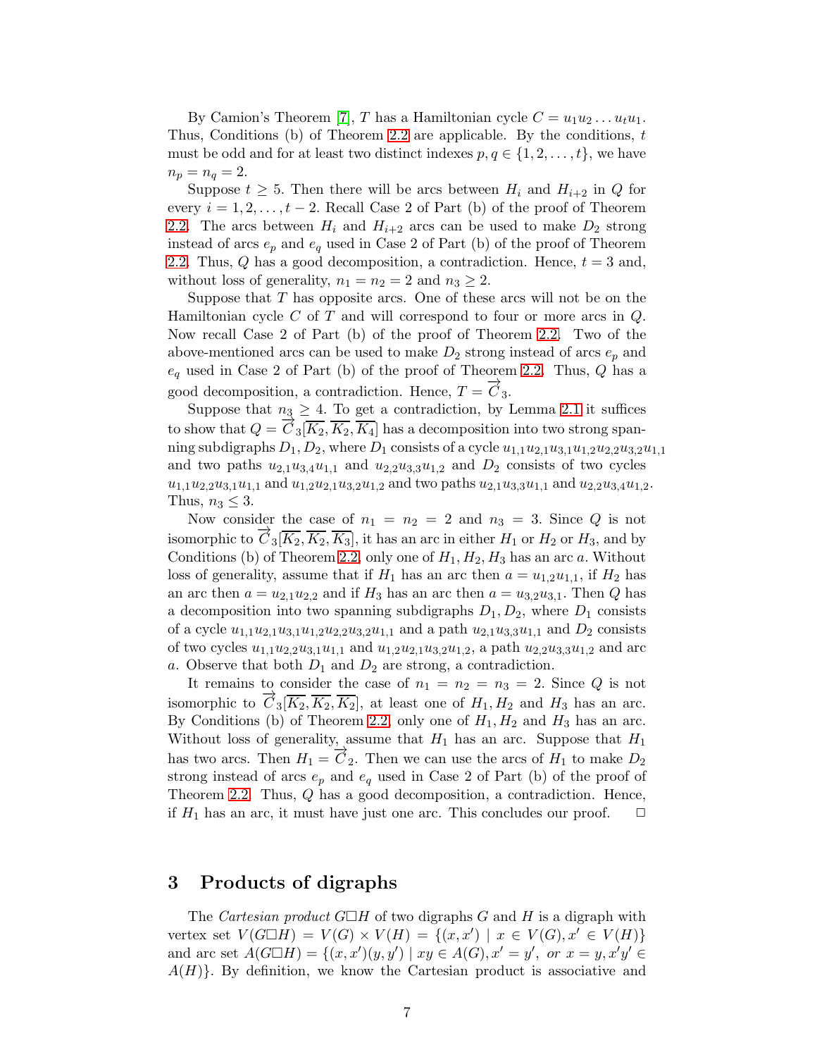By Camion's Theorem [7], $T$ has a Hamiltonian cycle $C = u_1u_2 \dots u_tu_1$. Thus, Conditions (b) of Theorem 2.2 are applicable. By the conditions, $t$ must be odd and for at least two distinct indexes $p, q \in \{1, 2, \dots, t\}$, we have $n_p = n_q = 2$.

Suppose $t \geq 5$. Then there will be arcs between $H_i$ and $H_{i+2}$ in $Q$ for every $i = 1, 2, \dots, t-2$. Recall Case 2 of Part (b) of the proof of Theorem 2.2. The arcs between $H_i$ and $H_{i+2}$ arcs can be used to make $D_2$ strong instead of arcs $e_p$ and $e_q$ used in Case 2 of Part (b) of the proof of Theorem 2.2. Thus, $Q$ has a good decomposition, a contradiction. Hence, $t = 3$ and, without loss of generality, $n_1 = n_2 = 2$ and $n_3 \geq 2$.

Suppose that $T$ has opposite arcs. One of these arcs will not be on the Hamiltonian cycle $C$ of $T$ and will correspond to four or more arcs in $Q$. Now recall Case 2 of Part (b) of the proof of Theorem 2.2. Two of the above-mentioned arcs can be used to make $D_2$ strong instead of arcs $e_p$ and $e_q$ used in Case 2 of Part (b) of the proof of Theorem 2.2. Thus, $Q$ has a good decomposition, a contradiction. Hence, $T = \overrightarrow{C}_3$.

Suppose that $n_3 \geq 4$. To get a contradiction, by Lemma 2.1 it suffices to show that $Q = \overrightarrow{C}_3[\overline{K_2}, \overline{K_2}, \overline{K_4}]$ has a decomposition into two strong spanning subdigraphs $D_1, D_2$, where $D_1$ consists of a cycle $u_{1,1}u_{2,1}u_{3,1}u_{1,2}u_{2,2}u_{3,2}u_{1,1}$ and two paths $u_{2,1}u_{3,4}u_{1,1}$ and $u_{2,2}u_{3,3}u_{1,2}$ and $D_2$ consists of two cycles $u_{1,1}u_{2,2}u_{3,1}u_{1,1}$ and $u_{1,2}u_{2,1}u_{3,2}u_{1,2}$ and two paths $u_{2,1}u_{3,3}u_{1,1}$ and $u_{2,2}u_{3,4}u_{1,2}$. Thus, $n_3 \leq 3$.

Now consider the case of $n_1 = n_2 = 2$ and $n_3 = 3$. Since $Q$ is not isomorphic to $\overrightarrow{C}_3[\overline{K_2}, \overline{K_2}, \overline{K_3}]$, it has an arc in either $H_1$ or $H_2$ or $H_3$, and by Conditions (b) of Theorem 2.2, only one of $H_1, H_2, H_3$ has an arc $a$. Without loss of generality, assume that if $H_1$ has an arc then $a = u_{1,2}u_{1,1}$, if $H_2$ has an arc then $a = u_{2,1}u_{2,2}$ and if $H_3$ has an arc then $a = u_{3,2}u_{3,1}$. Then $Q$ has a decomposition into two spanning subdigraphs $D_1, D_2$, where $D_1$ consists of a cycle $u_{1,1}u_{2,1}u_{3,1}u_{1,2}u_{2,2}u_{3,2}u_{1,1}$ and a path $u_{2,1}u_{3,3}u_{1,1}$ and $D_2$ consists of two cycles $u_{1,1}u_{2,2}u_{3,1}u_{1,1}$ and $u_{1,2}u_{2,1}u_{3,2}u_{1,2}$, a path $u_{2,2}u_{3,3}u_{1,2}$ and arc $a$. Observe that both $D_1$ and $D_2$ are strong, a contradiction.

It remains to consider the case of $n_1 = n_2 = n_3 = 2$. Since $Q$ is not isomorphic to $\overrightarrow{C}_3[\overline{K_2}, \overline{K_2}, \overline{K_2}]$, at least one of $H_1, H_2$ and $H_3$ has an arc. By Conditions (b) of Theorem 2.2, only one of $H_1, H_2$ and $H_3$ has an arc. Without loss of generality, assume that $H_1$ has an arc. Suppose that $H_1$ has two arcs. Then $H_1 = \overrightarrow{C}_2$. Then we can use the arcs of $H_1$ to make $D_2$ strong instead of arcs $e_p$ and $e_q$ used in Case 2 of Part (b) of the proof of Theorem 2.2. Thus, $Q$ has a good decomposition, a contradiction. Hence, if $H_1$ has an arc, it must have just one arc. This concludes our proof. □

## 3 Products of digraphs

The *Cartesian product* $G\square H$ of two digraphs $G$ and $H$ is a digraph with vertex set $V(G\square H) = V(G) \times V(H) = \{(x, x') \mid x \in V(G), x' \in V(H)\}$ and arc set $A(G\square H) = \{(x, x')(y, y') \mid xy \in A(G), x' = y', \text{ or } x = y, x'y' \in A(H)\}$. By definition, we know the Cartesian product is associative and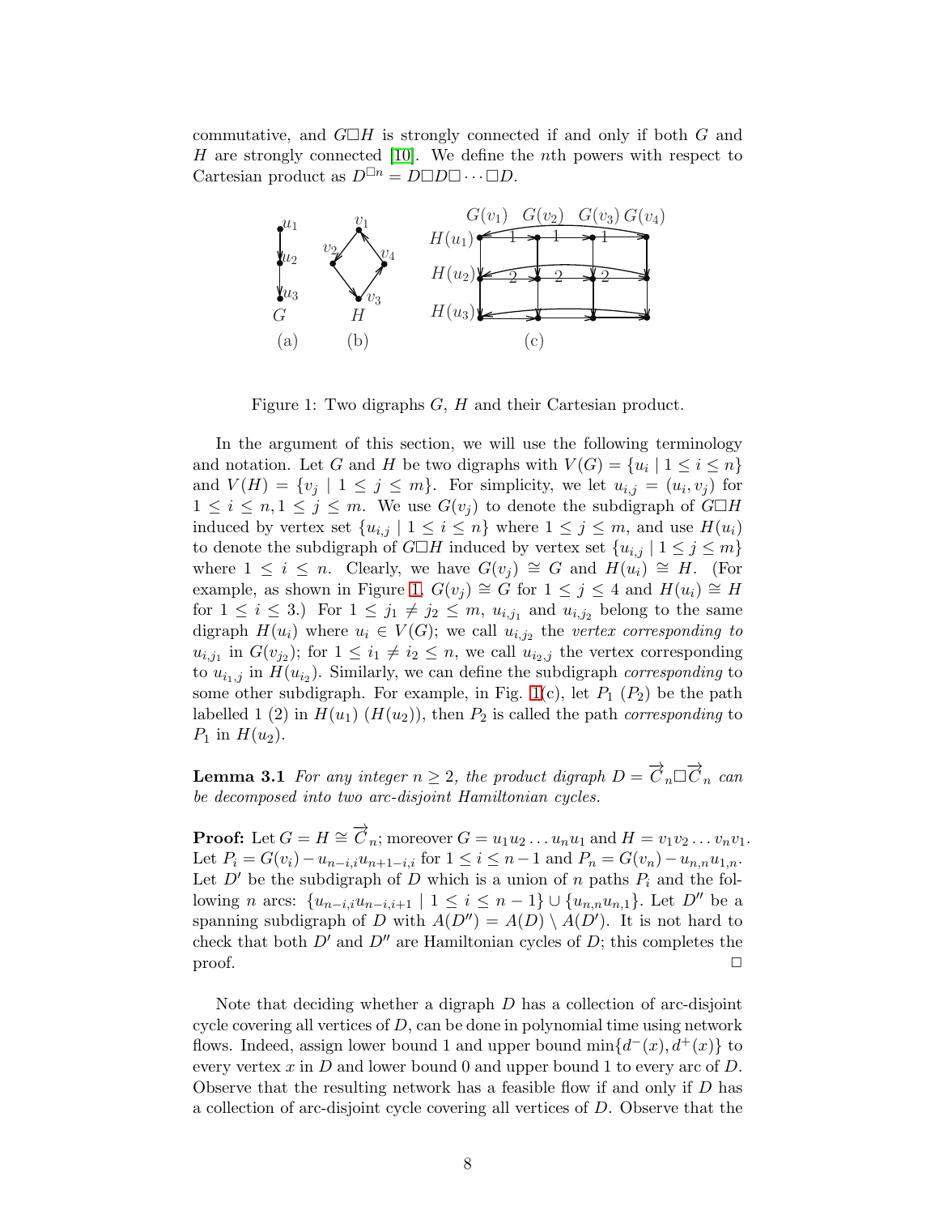commutative, and $G\Box H$ is strongly connected if and only if both $G$ and $H$ are strongly connected [10]. We define the $n$th powers with respect to Cartesian product as $D^{\Box n} = D\Box D\Box \cdots \Box D$.

Figure 1: Two digraphs $G$, $H$ and their Cartesian product.

In the argument of this section, we will use the following terminology and notation. Let $G$ and $H$ be two digraphs with $V(G) = \{u_i \mid 1 \leq i \leq n\}$ and $V(H) = \{v_j \mid 1 \leq j \leq m\}$. For simplicity, we let $u_{i,j} = (u_i, v_j)$ for $1 \leq i \leq n, 1 \leq j \leq m$. We use $G(v_j)$ to denote the subdigraph of $G\Box H$ induced by vertex set $\{u_{i,j} \mid 1 \leq i \leq n\}$ where $1 \leq j \leq m$, and use $H(u_i)$ to denote the subdigraph of $G\Box H$ induced by vertex set $\{u_{i,j} \mid 1 \leq j \leq m\}$ where $1 \leq i \leq n$. Clearly, we have $G(v_j) \cong G$ and $H(u_i) \cong H$. (For example, as shown in Figure 1, $G(v_j) \cong G$ for $1 \leq j \leq 4$ and $H(u_i) \cong H$ for $1 \leq i \leq 3$.) For $1 \leq j_1 \neq j_2 \leq m$, $u_{i,j_1}$ and $u_{i,j_2}$ belong to the same digraph $H(u_i)$ where $u_i \in V(G)$; we call $u_{i,j_2}$ the *vertex corresponding to* $u_{i,j_1}$ in $G(v_{j_2})$; for $1 \leq i_1 \neq i_2 \leq n$, we call $u_{i_2,j}$ the vertex corresponding to $u_{i_1,j}$ in $H(u_{i_2})$. Similarly, we can define the subdigraph *corresponding* to some other subdigraph. For example, in Fig. 1(c), let $P_1$ ($P_2$) be the path labelled 1 (2) in $H(u_1)$ ($H(u_2)$), then $P_2$ is called the path *corresponding* to $P_1$ in $H(u_2)$.

**Lemma 3.1** *For any integer $n \geq 2$, the product digraph $D = \overrightarrow{C}_n \Box \overrightarrow{C}_n$ can be decomposed into two arc-disjoint Hamiltonian cycles.*

**Proof:** Let $G = H \cong \overrightarrow{C}_n$; moreover $G = u_1u_2 \ldots u_nu_1$ and $H = v_1v_2 \ldots v_nv_1$. Let $P_i = G(v_i) - u_{n-i,i}u_{n+1-i,i}$ for $1 \leq i \leq n-1$ and $P_n = G(v_n) - u_{n,n}u_{1,n}$. Let $D'$ be the subdigraph of $D$ which is a union of $n$ paths $P_i$ and the following $n$ arcs: $\{u_{n-i,i}u_{n-i,i+1} \mid 1 \leq i \leq n-1\} \cup \{u_{n,n}u_{n,1}\}$. Let $D''$ be a spanning subdigraph of $D$ with $A(D'') = A(D) \setminus A(D')$. It is not hard to check that both $D'$ and $D''$ are Hamiltonian cycles of $D$; this completes the proof. $\Box$

Note that deciding whether a digraph $D$ has a collection of arc-disjoint cycle covering all vertices of $D$, can be done in polynomial time using network flows. Indeed, assign lower bound 1 and upper bound $\min\{d^-(x), d^+(x)\}$ to every vertex $x$ in $D$ and lower bound 0 and upper bound 1 to every arc of $D$. Observe that the resulting network has a feasible flow if and only if $D$ has a collection of arc-disjoint cycle covering all vertices of $D$. Observe that the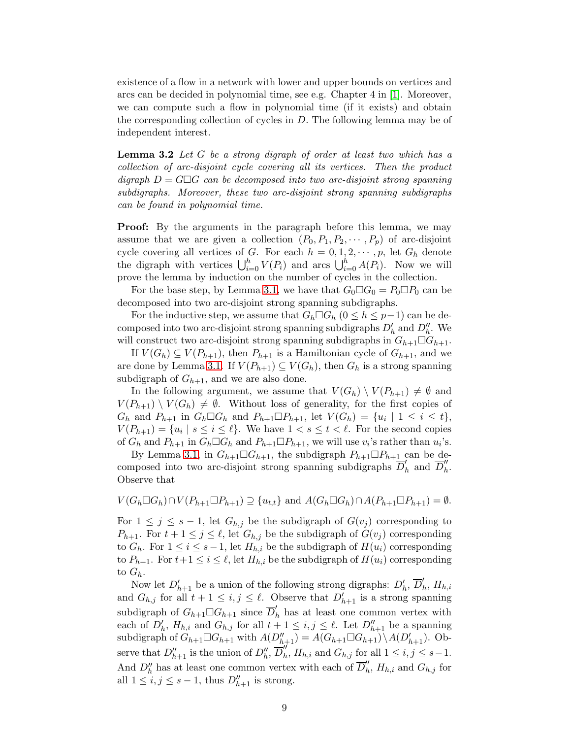existence of a flow in a network with lower and upper bounds on vertices and arcs can be decided in polynomial time, see e.g. Chapter 4 in [1]. Moreover, we can compute such a flow in polynomial time (if it exists) and obtain the corresponding collection of cycles in $D$. The following lemma may be of independent interest.

**Lemma 3.2** *Let $G$ be a strong digraph of order at least two which has a collection of arc-disjoint cycle covering all its vertices. Then the product digraph $D = G\Box G$ can be decomposed into two arc-disjoint strong spanning subdigraphs. Moreover, these two arc-disjoint strong spanning subdigraphs can be found in polynomial time.*

**Proof:** By the arguments in the paragraph before this lemma, we may assume that we are given a collection $(P_0, P_1, P_2, \cdots, P_p)$ of arc-disjoint cycle covering all vertices of $G$. For each $h = 0, 1, 2, \cdots, p$, let $G_h$ denote the digraph with vertices $\bigcup_{i=0}^{h} V(P_i)$ and arcs $\bigcup_{i=0}^{h} A(P_i)$. Now we will prove the lemma by induction on the number of cycles in the collection.

For the base step, by Lemma 3.1, we have that $G_0\Box G_0 = P_0\Box P_0$ can be decomposed into two arc-disjoint strong spanning subdigraphs.

For the inductive step, we assume that $G_h\Box G_h$ $(0 \leq h \leq p-1)$ can be decomposed into two arc-disjoint strong spanning subdigraphs $D'_h$ and $D''_h$. We will construct two arc-disjoint strong spanning subdigraphs in $G_{h+1}\Box G_{h+1}$.

If $V(G_h) \subseteq V(P_{h+1})$, then $P_{h+1}$ is a Hamiltonian cycle of $G_{h+1}$, and we are done by Lemma 3.1. If $V(P_{h+1}) \subseteq V(G_h)$, then $G_h$ is a strong spanning subdigraph of $G_{h+1}$, and we are also done.

In the following argument, we assume that $V(G_h) \setminus V(P_{h+1}) \neq \emptyset$ and $V(P_{h+1}) \setminus V(G_h) \neq \emptyset$. Without loss of generality, for the first copies of $G_h$ and $P_{h+1}$ in $G_h\Box G_h$ and $P_{h+1}\Box P_{h+1}$, let $V(G_h) = \{u_i \mid 1 \leq i \leq t\}$, $V(P_{h+1}) = \{u_i \mid s \leq i \leq \ell\}$. We have $1 < s \leq t < \ell$. For the second copies of $G_h$ and $P_{h+1}$ in $G_h\Box G_h$ and $P_{h+1}\Box P_{h+1}$, we will use $v_i$'s rather than $u_i$'s.

By Lemma 3.1, in $G_{h+1}\Box G_{h+1}$, the subdigraph $P_{h+1}\Box P_{h+1}$ can be decomposed into two arc-disjoint strong spanning subdigraphs $\overline{D}'_h$ and $\overline{D}''_h$. Observe that

$$V(G_h\Box G_h) \cap V(P_{h+1}\Box P_{h+1}) \supseteq \{u_{t,t}\} \text{ and } A(G_h\Box G_h) \cap A(P_{h+1}\Box P_{h+1}) = \emptyset.$$

For $1 \leq j \leq s-1$, let $G_{h,j}$ be the subdigraph of $G(v_j)$ corresponding to $P_{h+1}$. For $t+1 \leq j \leq \ell$, let $G_{h,j}$ be the subdigraph of $G(v_j)$ corresponding to $G_h$. For $1 \leq i \leq s-1$, let $H_{h,i}$ be the subdigraph of $H(u_i)$ corresponding to $P_{h+1}$. For $t+1 \leq i \leq \ell$, let $H_{h,i}$ be the subdigraph of $H(u_i)$ corresponding to $G_h$.

Now let $D'_{h+1}$ be a union of the following strong digraphs: $D'_h$, $\overline{D}'_h$, $H_{h,i}$ and $G_{h,j}$ for all $t+1 \leq i,j \leq \ell$. Observe that $D'_{h+1}$ is a strong spanning subdigraph of $G_{h+1}\Box G_{h+1}$ since $\overline{D}'_h$ has at least one common vertex with each of $D'_h$, $H_{h,i}$ and $G_{h,j}$ for all $t+1 \leq i,j \leq \ell$. Let $D''_{h+1}$ be a spanning subdigraph of $G_{h+1}\Box G_{h+1}$ with $A(D''_{h+1}) = A(G_{h+1}\Box G_{h+1}) \setminus A(D'_{h+1})$. Observe that $D''_{h+1}$ is the union of $D''_h$, $\overline{D}''_h$, $H_{h,i}$ and $G_{h,j}$ for all $1 \leq i,j \leq s-1$. And $D''_h$ has at least one common vertex with each of $\overline{D}''_h$, $H_{h,i}$ and $G_{h,j}$ for all $1 \leq i,j \leq s-1$, thus $D''_{h+1}$ is strong.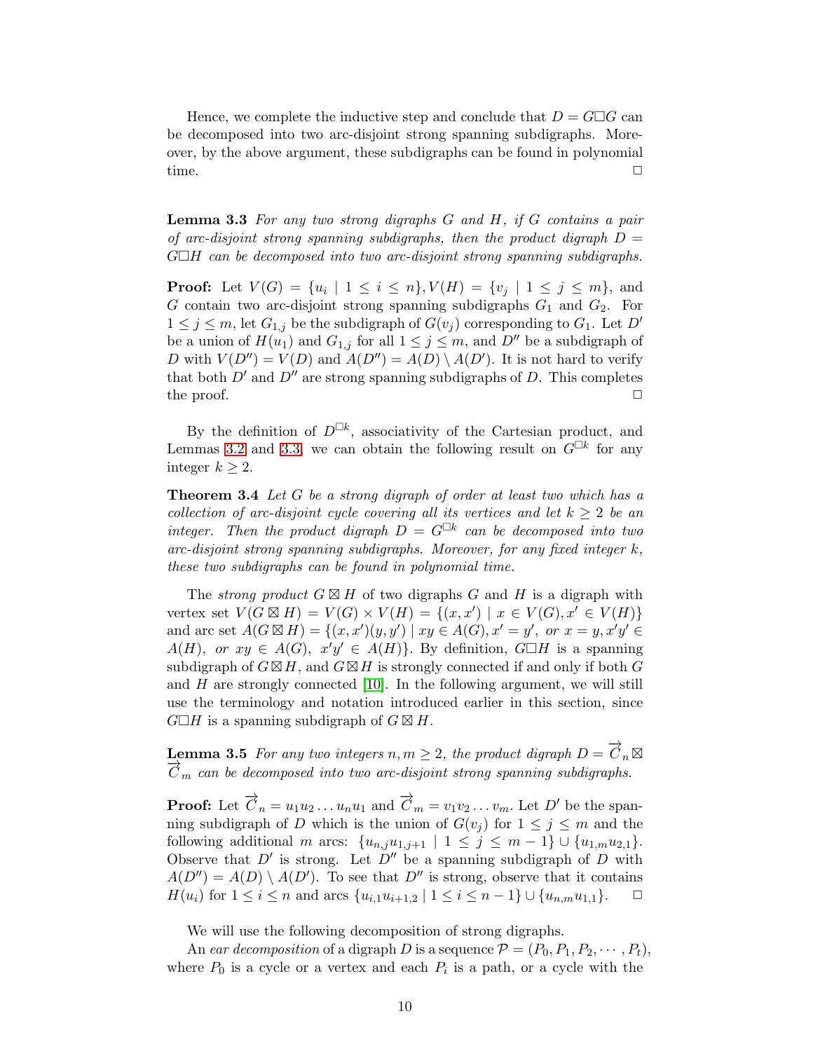Hence, we complete the inductive step and conclude that $D = G\Box G$ can be decomposed into two arc-disjoint strong spanning subdigraphs. Moreover, by the above argument, these subdigraphs can be found in polynomial time. $\Box$

**Lemma 3.3** *For any two strong digraphs $G$ and $H$, if $G$ contains a pair of arc-disjoint strong spanning subdigraphs, then the product digraph $D = G\Box H$ can be decomposed into two arc-disjoint strong spanning subdigraphs.*

**Proof:** Let $V(G) = \{u_i \mid 1 \leq i \leq n\}, V(H) = \{v_j \mid 1 \leq j \leq m\}$, and $G$ contain two arc-disjoint strong spanning subdigraphs $G_1$ and $G_2$. For $1 \leq j \leq m$, let $G_{1,j}$ be the subdigraph of $G(v_j)$ corresponding to $G_1$. Let $D'$ be a union of $H(u_1)$ and $G_{1,j}$ for all $1 \leq j \leq m$, and $D''$ be a subdigraph of $D$ with $V(D'') = V(D)$ and $A(D'') = A(D) \setminus A(D')$. It is not hard to verify that both $D'$ and $D''$ are strong spanning subdigraphs of $D$. This completes the proof. $\Box$

By the definition of $D^{\Box k}$, associativity of the Cartesian product, and Lemmas 3.2 and 3.3, we can obtain the following result on $G^{\Box k}$ for any integer $k \geq 2$.

**Theorem 3.4** *Let $G$ be a strong digraph of order at least two which has a collection of arc-disjoint cycle covering all its vertices and let $k \geq 2$ be an integer. Then the product digraph $D = G^{\Box k}$ can be decomposed into two arc-disjoint strong spanning subdigraphs. Moreover, for any fixed integer $k$, these two subdigraphs can be found in polynomial time.*

The *strong product* $G \boxtimes H$ of two digraphs $G$ and $H$ is a digraph with vertex set $V(G \boxtimes H) = V(G) \times V(H) = \{(x, x') \mid x \in V(G), x' \in V(H)\}$ and arc set $A(G \boxtimes H) = \{(x, x')(y, y') \mid xy \in A(G), x' = y',$ *or* $x = y, x'y' \in A(H),$ *or* $xy \in A(G),\ x'y' \in A(H)\}$. By definition, $G\Box H$ is a spanning subdigraph of $G \boxtimes H$, and $G \boxtimes H$ is strongly connected if and only if both $G$ and $H$ are strongly connected [10]. In the following argument, we will still use the terminology and notation introduced earlier in this section, since $G\Box H$ is a spanning subdigraph of $G \boxtimes H$.

**Lemma 3.5** *For any two integers $n, m \geq 2$, the product digraph $D = \overrightarrow{C}_n \boxtimes \overrightarrow{C}_m$ can be decomposed into two arc-disjoint strong spanning subdigraphs.*

**Proof:** Let $\overrightarrow{C}_n = u_1u_2 \ldots u_nu_1$ and $\overrightarrow{C}_m = v_1v_2 \ldots v_m$. Let $D'$ be the spanning subdigraph of $D$ which is the union of $G(v_j)$ for $1 \leq j \leq m$ and the following additional $m$ arcs: $\{u_{n,j}u_{1,j+1} \mid 1 \leq j \leq m-1\} \cup \{u_{1,m}u_{2,1}\}$. Observe that $D'$ is strong. Let $D''$ be a spanning subdigraph of $D$ with $A(D'') = A(D) \setminus A(D')$. To see that $D''$ is strong, observe that it contains $H(u_i)$ for $1 \leq i \leq n$ and arcs $\{u_{i,1}u_{i+1,2} \mid 1 \leq i \leq n-1\} \cup \{u_{n,m}u_{1,1}\}$. $\Box$

We will use the following decomposition of strong digraphs.

An *ear decomposition* of a digraph $D$ is a sequence $\mathcal{P} = (P_0, P_1, P_2, \cdots, P_t)$, where $P_0$ is a cycle or a vertex and each $P_i$ is a path, or a cycle with the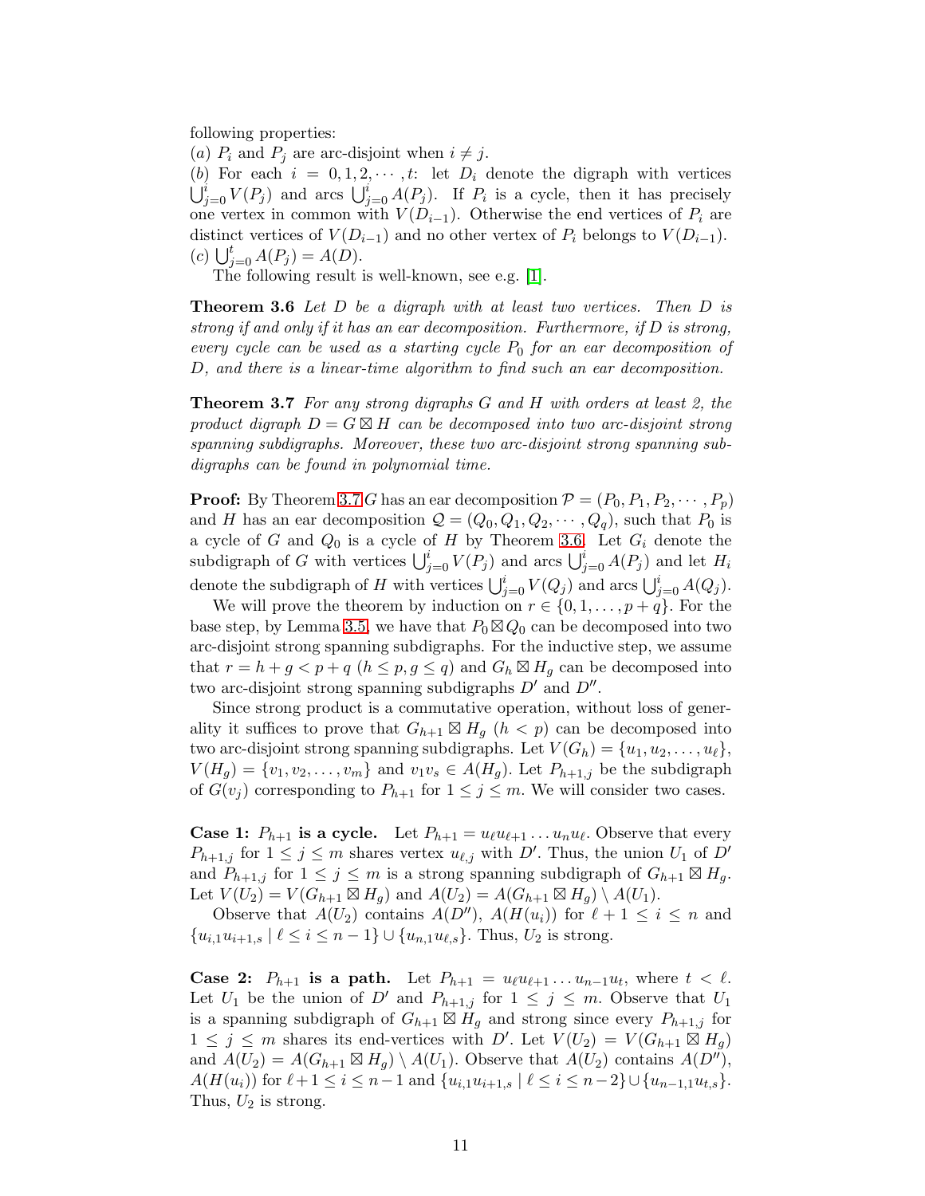following properties:
$(a)$ $P_i$ and $P_j$ are arc-disjoint when $i \neq j$.
$(b)$ For each $i = 0, 1, 2, \cdots, t$: let $D_i$ denote the digraph with vertices $\bigcup_{j=0}^{i} V(P_j)$ and arcs $\bigcup_{j=0}^{i} A(P_j)$. If $P_i$ is a cycle, then it has precisely one vertex in common with $V(D_{i-1})$. Otherwise the end vertices of $P_i$ are distinct vertices of $V(D_{i-1})$ and no other vertex of $P_i$ belongs to $V(D_{i-1})$.
$(c)$ $\bigcup_{j=0}^{t} A(P_j) = A(D)$.

The following result is well-known, see e.g. [1].

**Theorem 3.6** *Let $D$ be a digraph with at least two vertices. Then $D$ is strong if and only if it has an ear decomposition. Furthermore, if $D$ is strong, every cycle can be used as a starting cycle $P_0$ for an ear decomposition of $D$, and there is a linear-time algorithm to find such an ear decomposition.*

**Theorem 3.7** *For any strong digraphs $G$ and $H$ with orders at least 2, the product digraph $D = G \boxtimes H$ can be decomposed into two arc-disjoint strong spanning subdigraphs. Moreover, these two arc-disjoint strong spanning subdigraphs can be found in polynomial time.*

**Proof:** By Theorem 3.7 $G$ has an ear decomposition $\mathcal{P} = (P_0, P_1, P_2, \cdots, P_p)$ and $H$ has an ear decomposition $\mathcal{Q} = (Q_0, Q_1, Q_2, \cdots, Q_q)$, such that $P_0$ is a cycle of $G$ and $Q_0$ is a cycle of $H$ by Theorem 3.6. Let $G_i$ denote the subdigraph of $G$ with vertices $\bigcup_{j=0}^{i} V(P_j)$ and arcs $\bigcup_{j=0}^{i} A(P_j)$ and let $H_i$ denote the subdigraph of $H$ with vertices $\bigcup_{j=0}^{i} V(Q_j)$ and arcs $\bigcup_{j=0}^{i} A(Q_j)$.

We will prove the theorem by induction on $r \in \{0, 1, \ldots, p+q\}$. For the base step, by Lemma 3.5, we have that $P_0 \boxtimes Q_0$ can be decomposed into two arc-disjoint strong spanning subdigraphs. For the inductive step, we assume that $r = h + g < p + q$ $(h \leq p, g \leq q)$ and $G_h \boxtimes H_g$ can be decomposed into two arc-disjoint strong spanning subdigraphs $D'$ and $D''$.

Since strong product is a commutative operation, without loss of generality it suffices to prove that $G_{h+1} \boxtimes H_g$ $(h < p)$ can be decomposed into two arc-disjoint strong spanning subdigraphs. Let $V(G_h) = \{u_1, u_2, \ldots, u_\ell\}$, $V(H_g) = \{v_1, v_2, \ldots, v_m\}$ and $v_1v_s \in A(H_g)$. Let $P_{h+1,j}$ be the subdigraph of $G(v_j)$ corresponding to $P_{h+1}$ for $1 \leq j \leq m$. We will consider two cases.

**Case 1: $P_{h+1}$ is a cycle.** Let $P_{h+1} = u_\ell u_{\ell+1} \ldots u_n u_\ell$. Observe that every $P_{h+1,j}$ for $1 \leq j \leq m$ shares vertex $u_{\ell,j}$ with $D'$. Thus, the union $U_1$ of $D'$ and $P_{h+1,j}$ for $1 \leq j \leq m$ is a strong spanning subdigraph of $G_{h+1} \boxtimes H_g$. Let $V(U_2) = V(G_{h+1} \boxtimes H_g)$ and $A(U_2) = A(G_{h+1} \boxtimes H_g) \setminus A(U_1)$.

Observe that $A(U_2)$ contains $A(D'')$, $A(H(u_i))$ for $\ell + 1 \leq i \leq n$ and $\{u_{i,1}u_{i+1,s} \mid \ell \leq i \leq n-1\} \cup \{u_{n,1}u_{\ell,s}\}$. Thus, $U_2$ is strong.

**Case 2: $P_{h+1}$ is a path.** Let $P_{h+1} = u_\ell u_{\ell+1} \ldots u_{n-1}u_t$, where $t < \ell$. Let $U_1$ be the union of $D'$ and $P_{h+1,j}$ for $1 \leq j \leq m$. Observe that $U_1$ is a spanning subdigraph of $G_{h+1} \boxtimes H_g$ and strong since every $P_{h+1,j}$ for $1 \leq j \leq m$ shares its end-vertices with $D'$. Let $V(U_2) = V(G_{h+1} \boxtimes H_g)$ and $A(U_2) = A(G_{h+1} \boxtimes H_g) \setminus A(U_1)$. Observe that $A(U_2)$ contains $A(D'')$, $A(H(u_i))$ for $\ell+1 \leq i \leq n-1$ and $\{u_{i,1}u_{i+1,s} \mid \ell \leq i \leq n-2\} \cup \{u_{n-1,1}u_{t,s}\}$. Thus, $U_2$ is strong.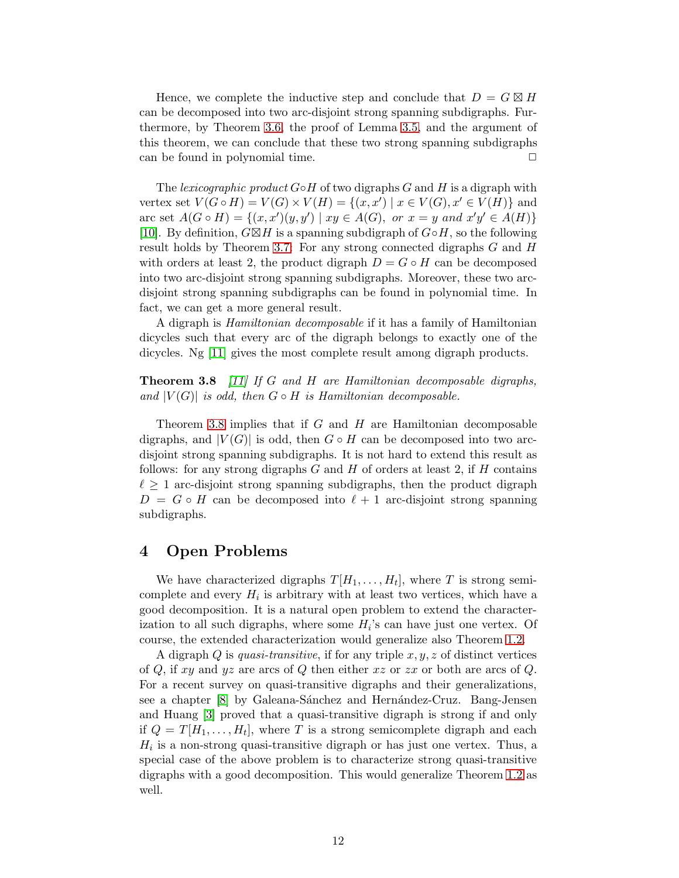Hence, we complete the inductive step and conclude that $D = G \boxtimes H$ can be decomposed into two arc-disjoint strong spanning subdigraphs. Furthermore, by Theorem 3.6, the proof of Lemma 3.5, and the argument of this theorem, we can conclude that these two strong spanning subdigraphs can be found in polynomial time. $\square$

The *lexicographic product* $G \circ H$ of two digraphs $G$ and $H$ is a digraph with vertex set $V(G \circ H) = V(G) \times V(H) = \{(x, x') \mid x \in V(G), x' \in V(H)\}$ and arc set $A(G \circ H) = \{(x, x')(y, y') \mid xy \in A(G), \text{ or } x = y \text{ and } x'y' \in A(H)\}$ [10]. By definition, $G \boxtimes H$ is a spanning subdigraph of $G \circ H$, so the following result holds by Theorem 3.7: For any strong connected digraphs $G$ and $H$ with orders at least 2, the product digraph $D = G \circ H$ can be decomposed into two arc-disjoint strong spanning subdigraphs. Moreover, these two arc-disjoint strong spanning subdigraphs can be found in polynomial time. In fact, we can get a more general result.

A digraph is *Hamiltonian decomposable* if it has a family of Hamiltonian dicycles such that every arc of the digraph belongs to exactly one of the dicycles. Ng [11] gives the most complete result among digraph products.

**Theorem 3.8** *[11] If $G$ and $H$ are Hamiltonian decomposable digraphs, and $|V(G)|$ is odd, then $G \circ H$ is Hamiltonian decomposable.*

Theorem 3.8 implies that if $G$ and $H$ are Hamiltonian decomposable digraphs, and $|V(G)|$ is odd, then $G \circ H$ can be decomposed into two arc-disjoint strong spanning subdigraphs. It is not hard to extend this result as follows: for any strong digraphs $G$ and $H$ of orders at least 2, if $H$ contains $\ell \geq 1$ arc-disjoint strong spanning subdigraphs, then the product digraph $D = G \circ H$ can be decomposed into $\ell + 1$ arc-disjoint strong spanning subdigraphs.

## 4 Open Problems

We have characterized digraphs $T[H_1, \ldots, H_t]$, where $T$ is strong semicomplete and every $H_i$ is arbitrary with at least two vertices, which have a good decomposition. It is a natural open problem to extend the characterization to all such digraphs, where some $H_i$'s can have just one vertex. Of course, the extended characterization would generalize also Theorem 1.2.

A digraph $Q$ is *quasi-transitive*, if for any triple $x, y, z$ of distinct vertices of $Q$, if $xy$ and $yz$ are arcs of $Q$ then either $xz$ or $zx$ or both are arcs of $Q$. For a recent survey on quasi-transitive digraphs and their generalizations, see a chapter [8] by Galeana-Sánchez and Hernández-Cruz. Bang-Jensen and Huang [3] proved that a quasi-transitive digraph is strong if and only if $Q = T[H_1, \ldots, H_t]$, where $T$ is a strong semicomplete digraph and each $H_i$ is a non-strong quasi-transitive digraph or has just one vertex. Thus, a special case of the above problem is to characterize strong quasi-transitive digraphs with a good decomposition. This would generalize Theorem 1.2 as well.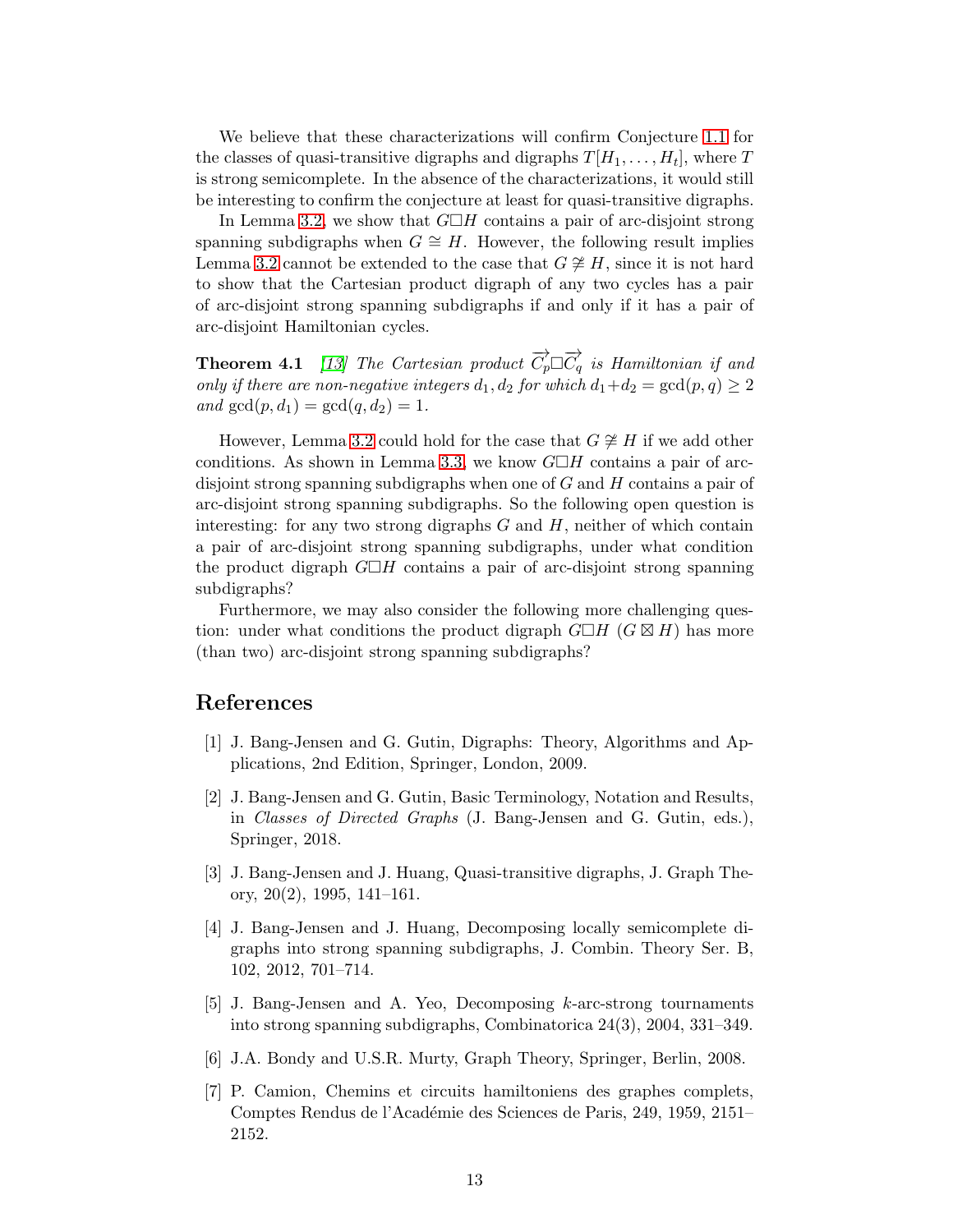We believe that these characterizations will confirm Conjecture 1.1 for the classes of quasi-transitive digraphs and digraphs $T[H_1, \ldots, H_t]$, where $T$ is strong semicomplete. In the absence of the characterizations, it would still be interesting to confirm the conjecture at least for quasi-transitive digraphs.

In Lemma 3.2, we show that $G\Box H$ contains a pair of arc-disjoint strong spanning subdigraphs when $G \cong H$. However, the following result implies Lemma 3.2 cannot be extended to the case that $G \ncong H$, since it is not hard to show that the Cartesian product digraph of any two cycles has a pair of arc-disjoint strong spanning subdigraphs if and only if it has a pair of arc-disjoint Hamiltonian cycles.

**Theorem 4.1** [13] *The Cartesian product $\overrightarrow{C_p}\Box\overrightarrow{C_q}$ is Hamiltonian if and only if there are non-negative integers $d_1, d_2$ for which $d_1+d_2 = \gcd(p, q) \geq 2$ and $\gcd(p, d_1) = \gcd(q, d_2) = 1$.*

However, Lemma 3.2 could hold for the case that $G \ncong H$ if we add other conditions. As shown in Lemma 3.3, we know $G\Box H$ contains a pair of arc-disjoint strong spanning subdigraphs when one of $G$ and $H$ contains a pair of arc-disjoint strong spanning subdigraphs. So the following open question is interesting: for any two strong digraphs $G$ and $H$, neither of which contain a pair of arc-disjoint strong spanning subdigraphs, under what condition the product digraph $G\Box H$ contains a pair of arc-disjoint strong spanning subdigraphs?

Furthermore, we may also consider the following more challenging question: under what conditions the product digraph $G\Box H$ ($G \boxtimes H$) has more (than two) arc-disjoint strong spanning subdigraphs?

## References

[1] J. Bang-Jensen and G. Gutin, Digraphs: Theory, Algorithms and Applications, 2nd Edition, Springer, London, 2009.

[2] J. Bang-Jensen and G. Gutin, Basic Terminology, Notation and Results, in *Classes of Directed Graphs* (J. Bang-Jensen and G. Gutin, eds.), Springer, 2018.

[3] J. Bang-Jensen and J. Huang, Quasi-transitive digraphs, J. Graph Theory, 20(2), 1995, 141–161.

[4] J. Bang-Jensen and J. Huang, Decomposing locally semicomplete digraphs into strong spanning subdigraphs, J. Combin. Theory Ser. B, 102, 2012, 701–714.

[5] J. Bang-Jensen and A. Yeo, Decomposing $k$-arc-strong tournaments into strong spanning subdigraphs, Combinatorica 24(3), 2004, 331–349.

[6] J.A. Bondy and U.S.R. Murty, Graph Theory, Springer, Berlin, 2008.

[7] P. Camion, Chemins et circuits hamiltoniens des graphes complets, Comptes Rendus de l'Académie des Sciences de Paris, 249, 1959, 2151–2152.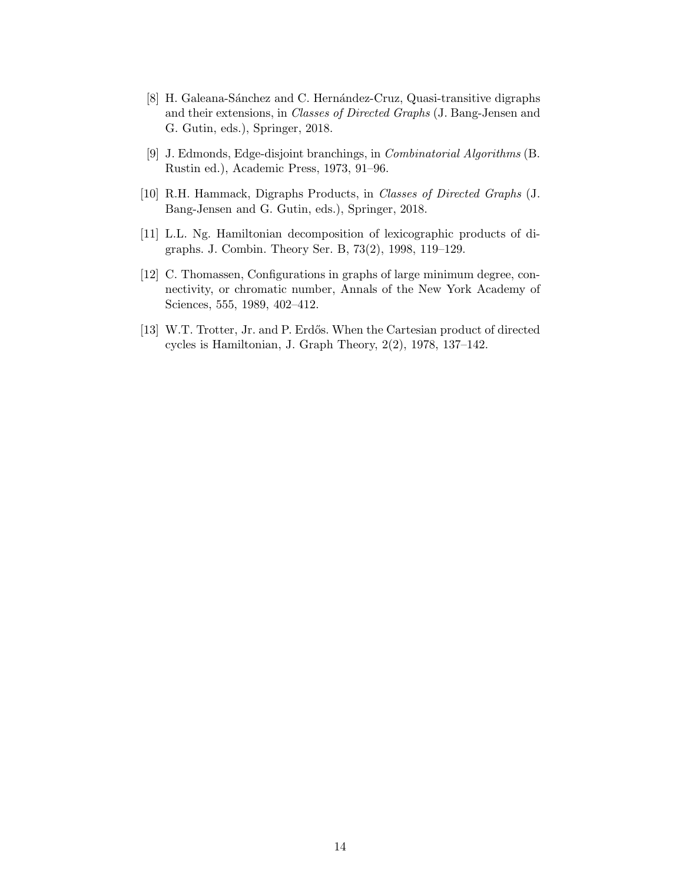[8] H. Galeana-Sánchez and C. Hernández-Cruz, Quasi-transitive digraphs and their extensions, in *Classes of Directed Graphs* (J. Bang-Jensen and G. Gutin, eds.), Springer, 2018.

[9] J. Edmonds, Edge-disjoint branchings, in *Combinatorial Algorithms* (B. Rustin ed.), Academic Press, 1973, 91–96.

[10] R.H. Hammack, Digraphs Products, in *Classes of Directed Graphs* (J. Bang-Jensen and G. Gutin, eds.), Springer, 2018.

[11] L.L. Ng. Hamiltonian decomposition of lexicographic products of digraphs. J. Combin. Theory Ser. B, 73(2), 1998, 119–129.

[12] C. Thomassen, Configurations in graphs of large minimum degree, connectivity, or chromatic number, Annals of the New York Academy of Sciences, 555, 1989, 402–412.

[13] W.T. Trotter, Jr. and P. Erdős. When the Cartesian product of directed cycles is Hamiltonian, J. Graph Theory, 2(2), 1978, 137–142.